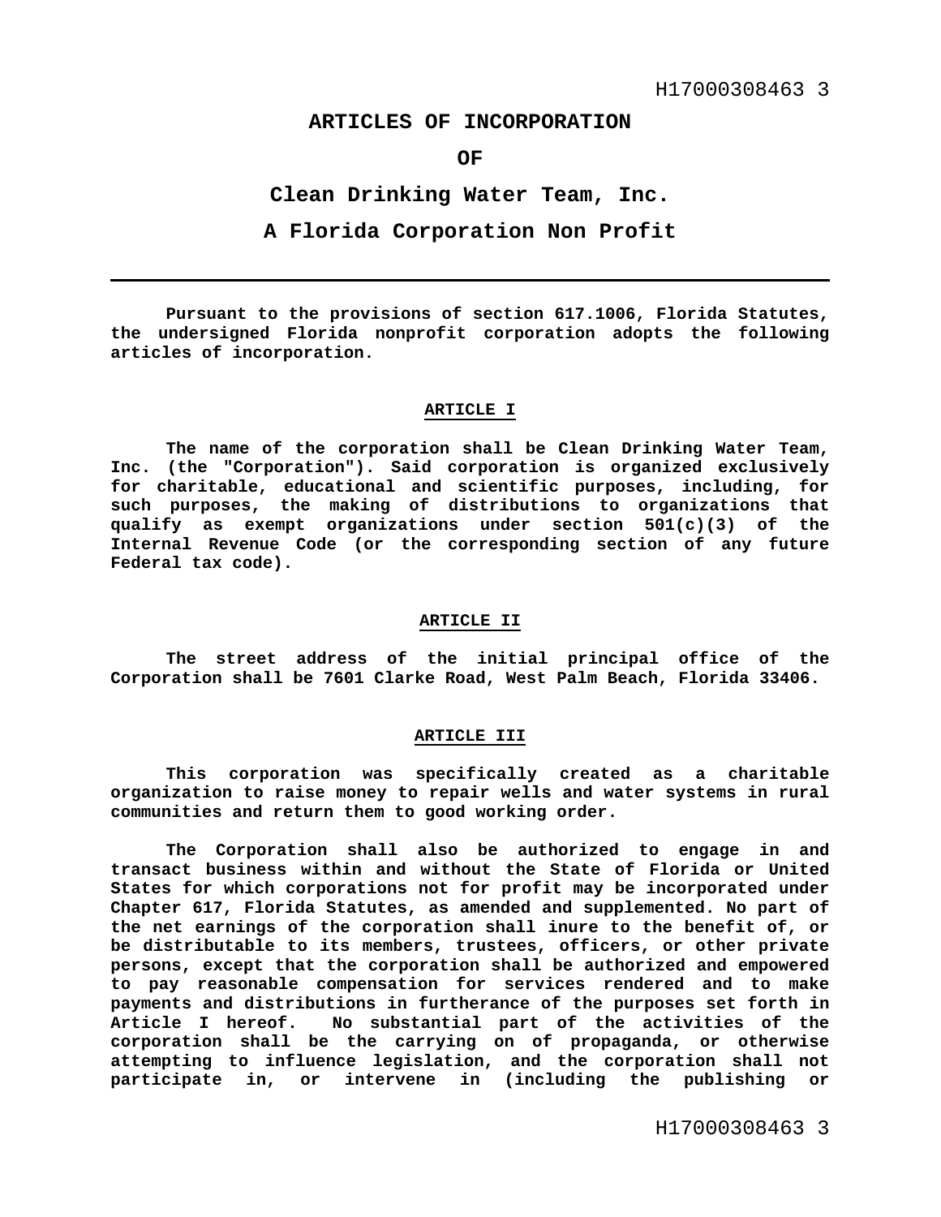# ARTICLES OF INCORPORATION

# OF

# Clean Drinking Water Team, Inc.

# A Florida Corporation Non Profit

---

**Pursuant to the provisions of section 617.1006, Florida Statutes, the undersigned Florida nonprofit corporation adopts the following articles of incorporation.**

## ARTICLE I

**The name of the corporation shall be Clean Drinking Water Team, Inc. (the "Corporation"). Said corporation is organized exclusively for charitable, educational and scientific purposes, including, for such purposes, the making of distributions to organizations that qualify as exempt organizations under section 501(c)(3) of the Internal Revenue Code (or the corresponding section of any future Federal tax code).**

## ARTICLE II

**The street address of the initial principal office of the Corporation shall be 7601 Clarke Road, West Palm Beach, Florida 33406.**

## ARTICLE III

**This corporation was specifically created as a charitable organization to raise money to repair wells and water systems in rural communities and return them to good working order.**

**The Corporation shall also be authorized to engage in and transact business within and without the State of Florida or United States for which corporations not for profit may be incorporated under Chapter 617, Florida Statutes, as amended and supplemented. No part of the net earnings of the corporation shall inure to the benefit of, or be distributable to its members, trustees, officers, or other private persons, except that the corporation shall be authorized and empowered to pay reasonable compensation for services rendered and to make payments and distributions in furtherance of the purposes set forth in Article I hereof. No substantial part of the activities of the corporation shall be the carrying on of propaganda, or otherwise attempting to influence legislation, and the corporation shall not participate in, or intervene in (including the publishing or**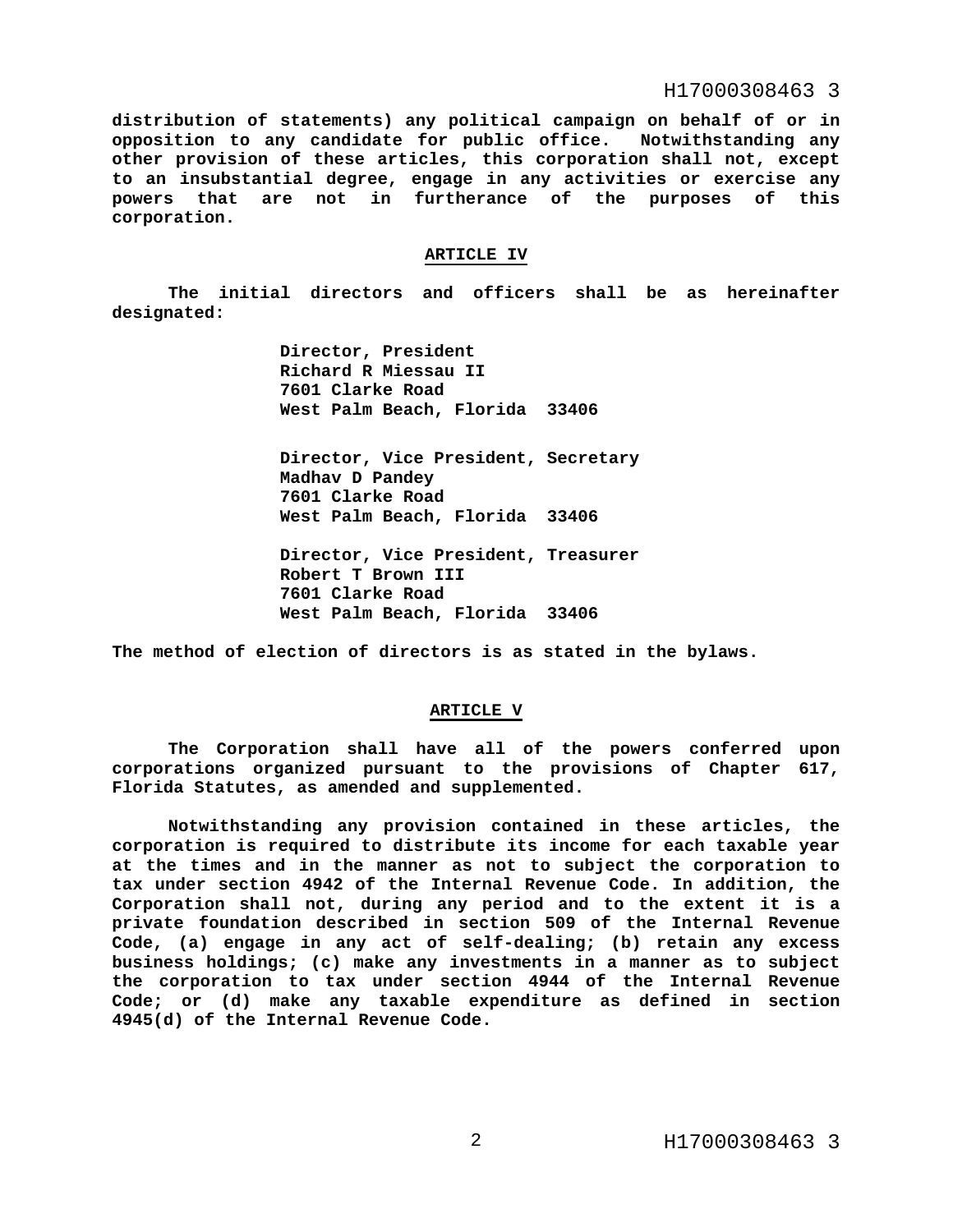**distribution of statements) any political campaign on behalf of or in opposition to any candidate for public office. Notwithstanding any other provision of these articles, this corporation shall not, except to an insubstantial degree, engage in any activities or exercise any powers that are not in furtherance of the purposes of this corporation.**

## ARTICLE IV

**The initial directors and officers shall be as hereinafter designated:**

**Director, President**
**Richard R Miessau II**
**7601 Clarke Road**
**West Palm Beach, Florida 33406**

**Director, Vice President, Secretary**
**Madhav D Pandey**
**7601 Clarke Road**
**West Palm Beach, Florida 33406**

**Director, Vice President, Treasurer**
**Robert T Brown III**
**7601 Clarke Road**
**West Palm Beach, Florida 33406**

**The method of election of directors is as stated in the bylaws.**

## ARTICLE V

**The Corporation shall have all of the powers conferred upon corporations organized pursuant to the provisions of Chapter 617, Florida Statutes, as amended and supplemented.**

**Notwithstanding any provision contained in these articles, the corporation is required to distribute its income for each taxable year at the times and in the manner as not to subject the corporation to tax under section 4942 of the Internal Revenue Code. In addition, the Corporation shall not, during any period and to the extent it is a private foundation described in section 509 of the Internal Revenue Code, (a) engage in any act of self-dealing; (b) retain any excess business holdings; (c) make any investments in a manner as to subject the corporation to tax under section 4944 of the Internal Revenue Code; or (d) make any taxable expenditure as defined in section 4945(d) of the Internal Revenue Code.**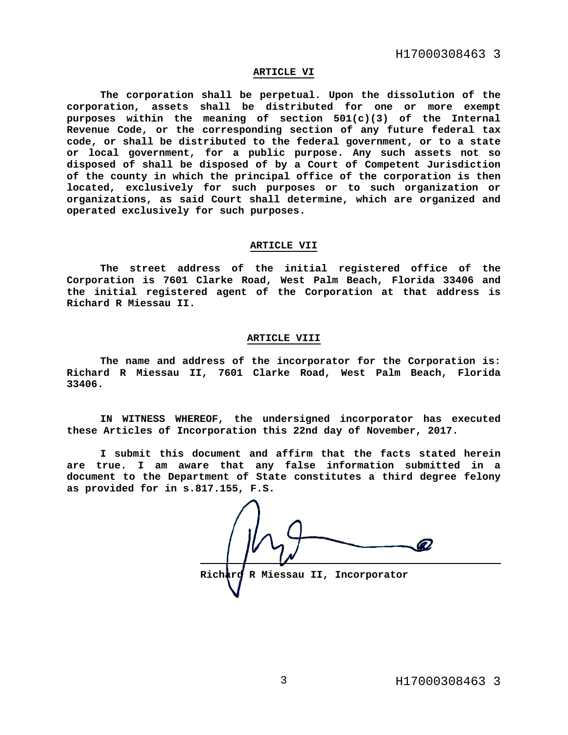## ARTICLE VI

The corporation shall be perpetual. Upon the dissolution of the corporation, assets shall be distributed for one or more exempt purposes within the meaning of section 501(c)(3) of the Internal Revenue Code, or the corresponding section of any future federal tax code, or shall be distributed to the federal government, or to a state or local government, for a public purpose. Any such assets not so disposed of shall be disposed of by a Court of Competent Jurisdiction of the county in which the principal office of the corporation is then located, exclusively for such purposes or to such organization or organizations, as said Court shall determine, which are organized and operated exclusively for such purposes.

## ARTICLE VII

The street address of the initial registered office of the Corporation is 7601 Clarke Road, West Palm Beach, Florida 33406 and the initial registered agent of the Corporation at that address is Richard R Miessau II.

## ARTICLE VIII

The name and address of the incorporator for the Corporation is: Richard R Miessau II, 7601 Clarke Road, West Palm Beach, Florida 33406.

IN WITNESS WHEREOF, the undersigned incorporator has executed these Articles of Incorporation this 22nd day of November, 2017.

I submit this document and affirm that the facts stated herein are true. I am aware that any false information submitted in a document to the Department of State constitutes a third degree felony as provided for in s.817.155, F.S.

Richard R Miessau II, Incorporator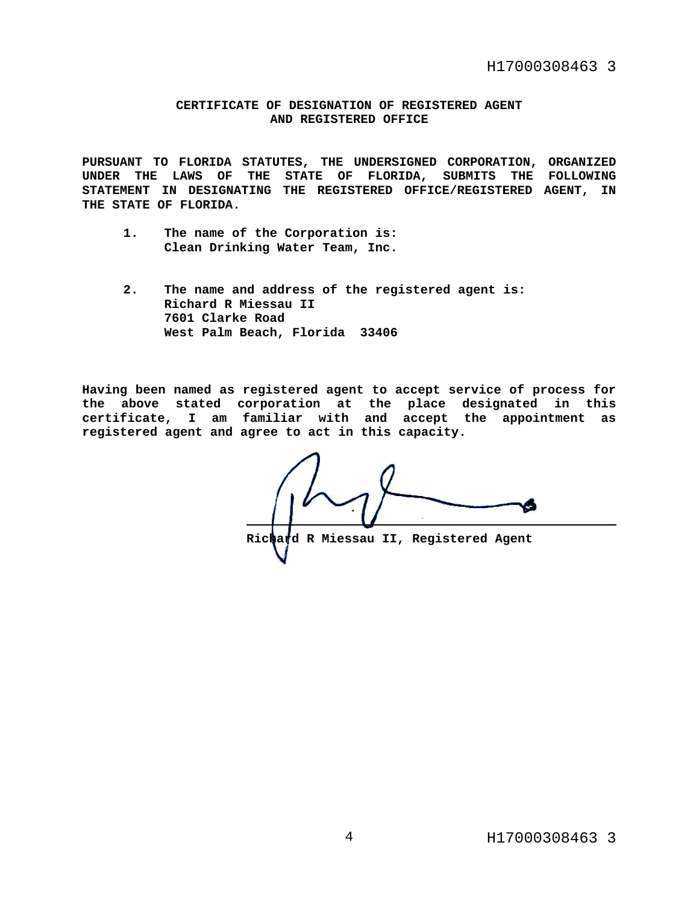**CERTIFICATE OF DESIGNATION OF REGISTERED AGENT AND REGISTERED OFFICE**

**PURSUANT TO FLORIDA STATUTES, THE UNDERSIGNED CORPORATION, ORGANIZED UNDER THE LAWS OF THE STATE OF FLORIDA, SUBMITS THE FOLLOWING STATEMENT IN DESIGNATING THE REGISTERED OFFICE/REGISTERED AGENT, IN THE STATE OF FLORIDA.**

**1. The name of the Corporation is:**
**Clean Drinking Water Team, Inc.**

**2. The name and address of the registered agent is:**
**Richard R Miessau II**
**7601 Clarke Road**
**West Palm Beach, Florida 33406**

**Having been named as registered agent to accept service of process for the above stated corporation at the place designated in this certificate, I am familiar with and accept the appointment as registered agent and agree to act in this capacity.**

**Richard R Miessau II, Registered Agent**